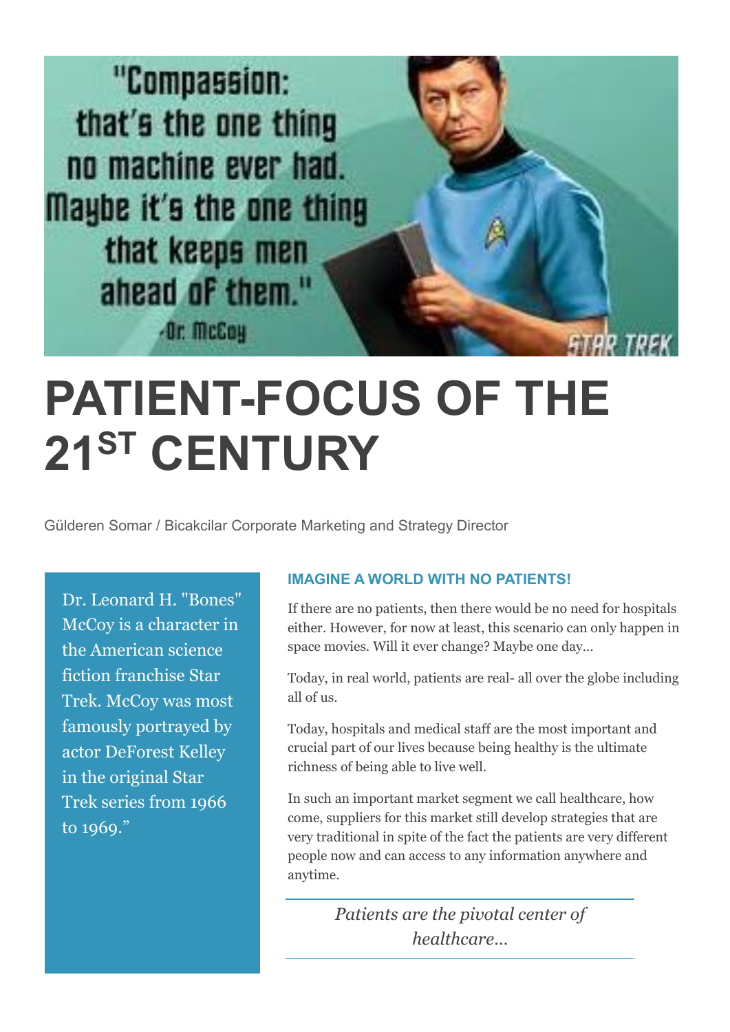"Compassion: that's the one thing no machine ever had. Maybe it's the one thing that keeps men ahead of them." -Dr. McCoy

STAR TREK

# PATIENT-FOCUS OF THE 21ST CENTURY

Gülderen Somar / Bicakcilar Corporate Marketing and Strategy Director

Dr. Leonard H. "Bones" McCoy is a character in the American science fiction franchise Star Trek. McCoy was most famously portrayed by actor DeForest Kelley in the original Star Trek series from 1966 to 1969."

### IMAGINE A WORLD WITH NO PATIENTS!

If there are no patients, then there would be no need for hospitals either. However, for now at least, this scenario can only happen in space movies. Will it ever change? Maybe one day…

Today, in real world, patients are real- all over the globe including all of us.

Today, hospitals and medical staff are the most important and crucial part of our lives because being healthy is the ultimate richness of being able to live well.

In such an important market segment we call healthcare, how come, suppliers for this market still develop strategies that are very traditional in spite of the fact the patients are very different people now and can access to any information anywhere and anytime.

*Patients are the pivotal center of healthcare…*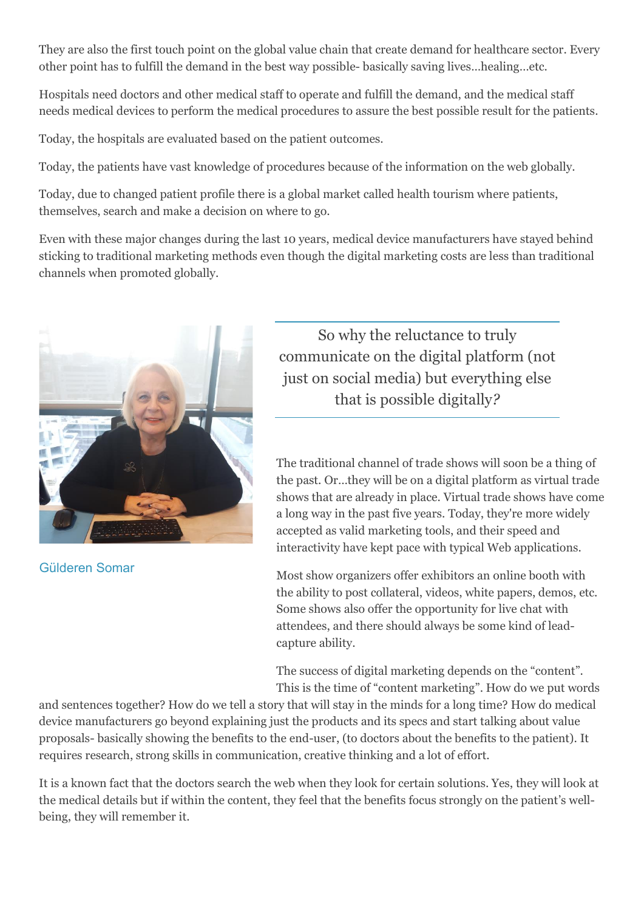They are also the first touch point on the global value chain that create demand for healthcare sector. Every other point has to fulfill the demand in the best way possible- basically saving lives…healing…etc.

Hospitals need doctors and other medical staff to operate and fulfill the demand, and the medical staff needs medical devices to perform the medical procedures to assure the best possible result for the patients.

Today, the hospitals are evaluated based on the patient outcomes.

Today, the patients have vast knowledge of procedures because of the information on the web globally.

Today, due to changed patient profile there is a global market called health tourism where patients, themselves, search and make a decision on where to go.

Even with these major changes during the last 10 years, medical device manufacturers have stayed behind sticking to traditional marketing methods even though the digital marketing costs are less than traditional channels when promoted globally.

Gülderen Somar

> So why the reluctance to truly communicate on the digital platform (not just on social media) but everything else that is possible digitally?

The traditional channel of trade shows will soon be a thing of the past. Or…they will be on a digital platform as virtual trade shows that are already in place. Virtual trade shows have come a long way in the past five years. Today, they're more widely accepted as valid marketing tools, and their speed and interactivity have kept pace with typical Web applications.

Most show organizers offer exhibitors an online booth with the ability to post collateral, videos, white papers, demos, etc. Some shows also offer the opportunity for live chat with attendees, and there should always be some kind of lead-capture ability.

The success of digital marketing depends on the "content". This is the time of "content marketing". How do we put words and sentences together? How do we tell a story that will stay in the minds for a long time? How do medical device manufacturers go beyond explaining just the products and its specs and start talking about value proposals- basically showing the benefits to the end-user, (to doctors about the benefits to the patient). It requires research, strong skills in communication, creative thinking and a lot of effort.

It is a known fact that the doctors search the web when they look for certain solutions. Yes, they will look at the medical details but if within the content, they feel that the benefits focus strongly on the patient's well-being, they will remember it.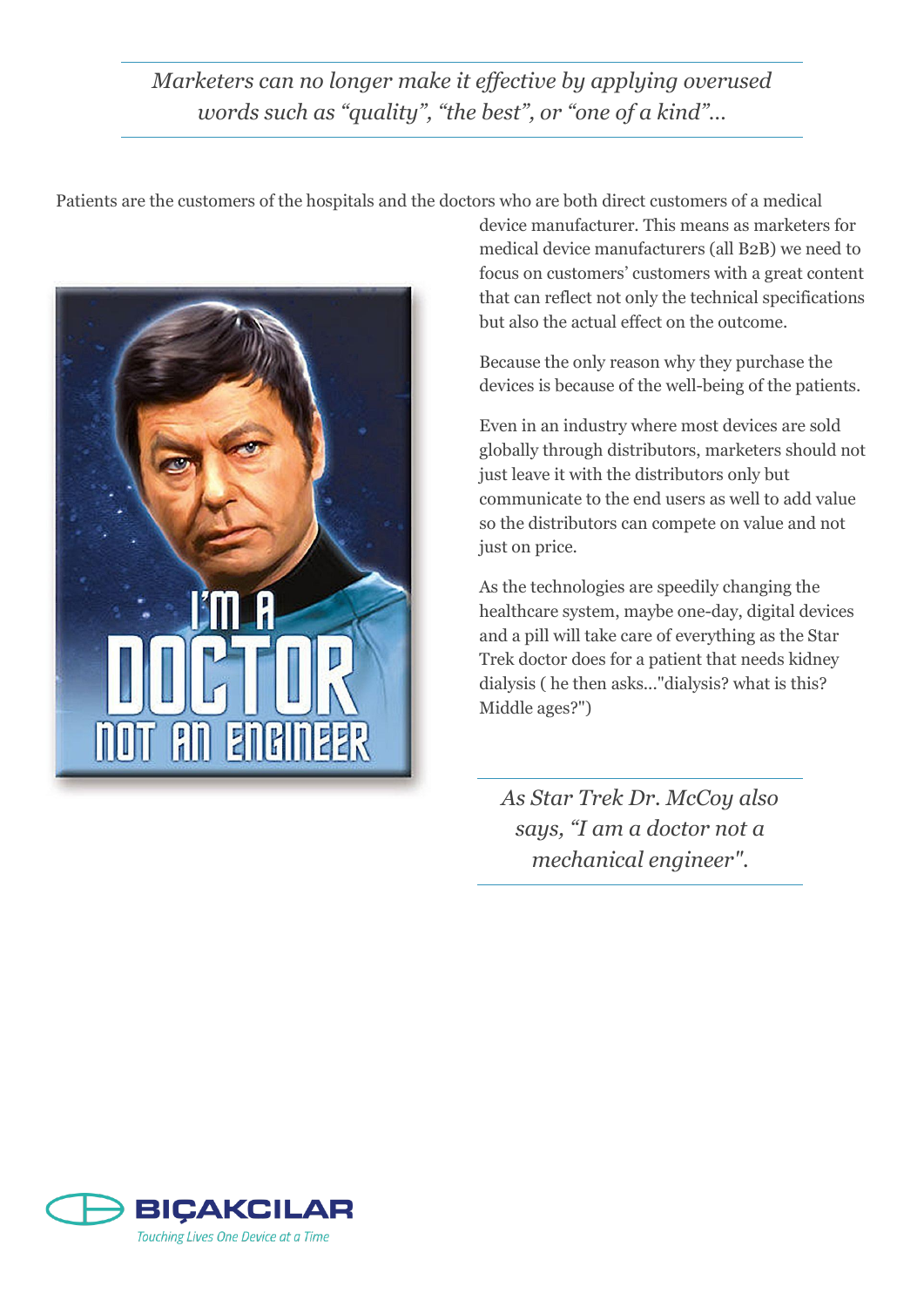*Marketers can no longer make it effective by applying overused words such as "quality", "the best", or "one of a kind"...*

Patients are the customers of the hospitals and the doctors who are both direct customers of a medical device manufacturer. This means as marketers for medical device manufacturers (all B2B) we need to focus on customers' customers with a great content that can reflect not only the technical specifications but also the actual effect on the outcome.

Because the only reason why they purchase the devices is because of the well-being of the patients.

Even in an industry where most devices are sold globally through distributors, marketers should not just leave it with the distributors only but communicate to the end users as well to add value so the distributors can compete on value and not just on price.

As the technologies are speedily changing the healthcare system, maybe one-day, digital devices and a pill will take care of everything as the Star Trek doctor does for a patient that needs kidney dialysis ( he then asks..."dialysis? what is this? Middle ages?")

*As Star Trek Dr. McCoy also says, "I am a doctor not a mechanical engineer".*

BIÇAKCILAR

*Touching Lives One Device at a Time*